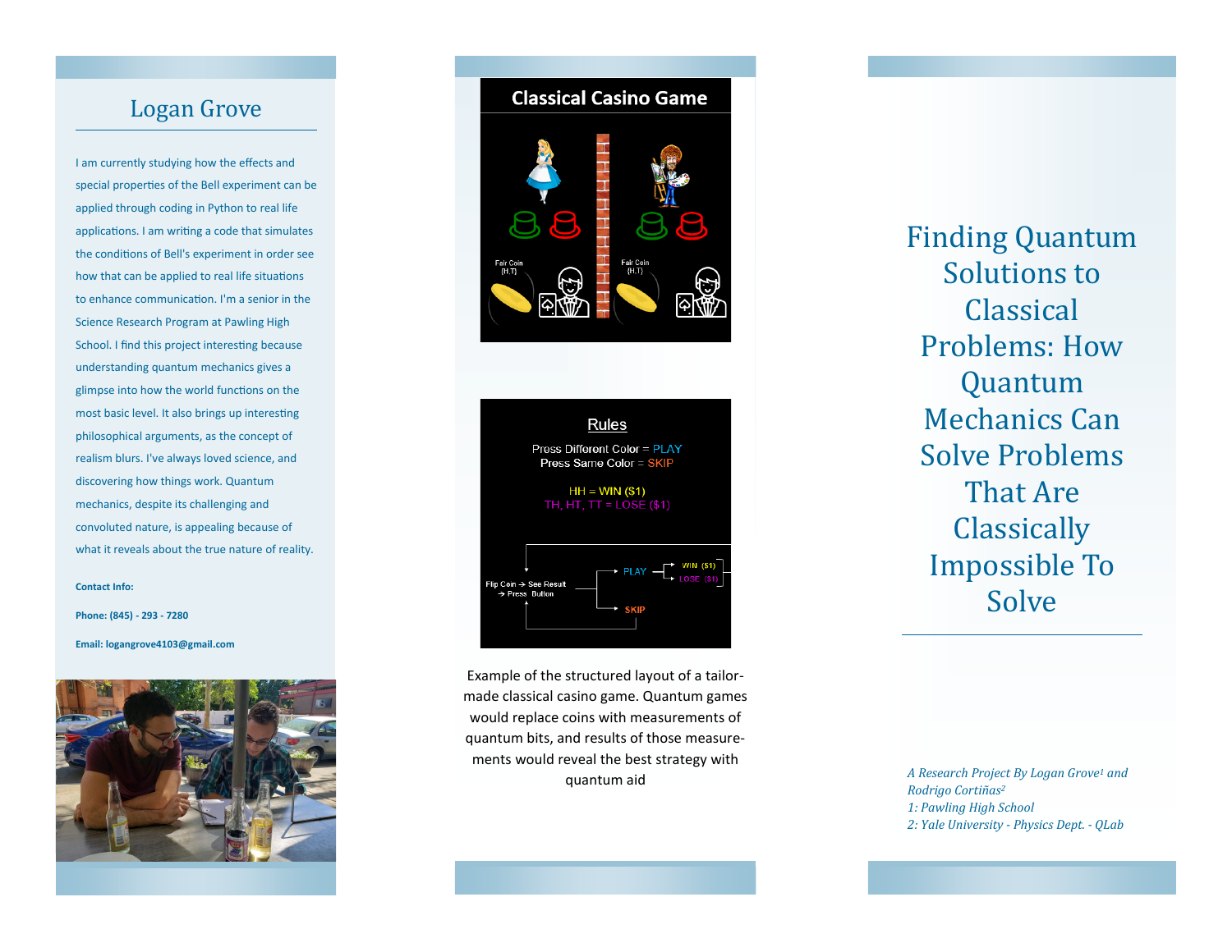# Logan Grove

I am currently studying how the effects and special properties of the Bell experiment can be applied through coding in Python to real life applications. I am writing a code that simulates the conditions of Bell's experiment in order see how that can be applied to real life situations to enhance communication. I'm a senior in the Science Research Program at Pawling High School. I find this project interesting because understanding quantum mechanics gives a glimpse into how the world functions on the most basic level. It also brings up interesting philosophical arguments, as the concept of realism blurs. I've always loved science, and discovering how things work. Quantum mechanics, despite its challenging and convoluted nature, is appealing because of what it reveals about the true nature of reality.

**Contact Info:**

**Phone: (845) - 293 - 7280**

**Email: logangrove4103@gmail.com**

**Classical Casino Game**

Fair Coin {H,T}

Fair Coin {H,T}

**Rules**

Press Different Color = PLAY
Press Same Color = SKIP

HH = WIN ($1)
TH, HT, TT = LOSE ($1)

Flip Coin → See Result → Press Button → PLAY → WIN ($1) / LOSE ($1); SKIP

Example of the structured layout of a tailor-made classical casino game. Quantum games would replace coins with measurements of quantum bits, and results of those measurements would reveal the best strategy with quantum aid

# Finding Quantum Solutions to Classical Problems: How Quantum Mechanics Can Solve Problems That Are Classically Impossible To Solve

*A Research Project By Logan Grove[1] and Rodrigo Cortiñas[2]*
*1: Pawling High School*
*2: Yale University - Physics Dept. - QLab*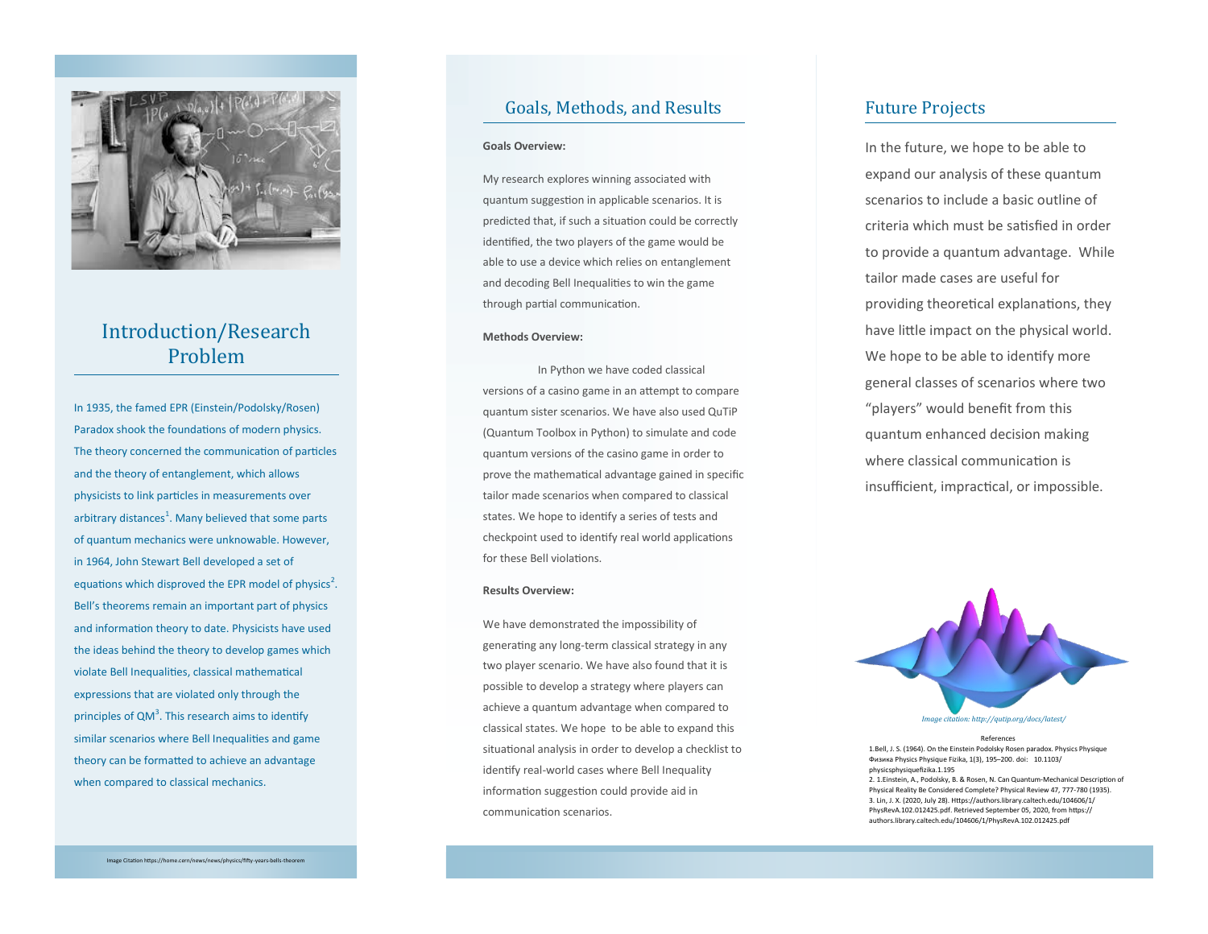## Introduction/Research Problem

In 1935, the famed EPR (Einstein/Podolsky/Rosen) Paradox shook the foundations of modern physics. The theory concerned the communication of particles and the theory of entanglement, which allows physicists to link particles in measurements over arbitrary distances[1]. Many believed that some parts of quantum mechanics were unknowable. However, in 1964, John Stewart Bell developed a set of equations which disproved the EPR model of physics[2]. Bell's theorems remain an important part of physics and information theory to date. Physicists have used the ideas behind the theory to develop games which violate Bell Inequalities, classical mathematical expressions that are violated only through the principles of QM[3]. This research aims to identify similar scenarios where Bell Inequalities and game theory can be formatted to achieve an advantage when compared to classical mechanics.

Image Citation https://home.cern/news/news/physics/fifty-years-bells-theorem

## Goals, Methods, and Results

**Goals Overview:**

My research explores winning associated with quantum suggestion in applicable scenarios. It is predicted that, if such a situation could be correctly identified, the two players of the game would be able to use a device which relies on entanglement and decoding Bell Inequalities to win the game through partial communication.

**Methods Overview:**

In Python we have coded classical versions of a casino game in an attempt to compare quantum sister scenarios. We have also used QuTiP (Quantum Toolbox in Python) to simulate and code quantum versions of the casino game in order to prove the mathematical advantage gained in specific tailor made scenarios when compared to classical states. We hope to identify a series of tests and checkpoint used to identify real world applications for these Bell violations.

**Results Overview:**

We have demonstrated the impossibility of generating any long-term classical strategy in any two player scenario. We have also found that it is possible to develop a strategy where players can achieve a quantum advantage when compared to classical states. We hope to be able to expand this situational analysis in order to develop a checklist to identify real-world cases where Bell Inequality information suggestion could provide aid in communication scenarios.

## Future Projects

In the future, we hope to be able to expand our analysis of these quantum scenarios to include a basic outline of criteria which must be satisfied in order to provide a quantum advantage. While tailor made cases are useful for providing theoretical explanations, they have little impact on the physical world. We hope to be able to identify more general classes of scenarios where two "players" would benefit from this quantum enhanced decision making where classical communication is insufficient, impractical, or impossible.

*Image citation: http://qutip.org/docs/latest/*

References

1. Bell, J. S. (1964). On the Einstein Podolsky Rosen paradox. Physics Physique Физика Physics Physique Fizika, 1(3), 195–200. doi: 10.1103/physicsphysiquefizika.1.195
2. 1.Einstein, A., Podolsky, B. & Rosen, N. Can Quantum-Mechanical Description of Physical Reality Be Considered Complete? Physical Review 47, 777-780 (1935).
3. Lin, J. X. (2020, July 28). Https://authors.library.caltech.edu/104606/1/PhysRevA.102.012425.pdf. Retrieved September 05, 2020, from https://authors.library.caltech.edu/104606/1/PhysRevA.102.012425.pdf